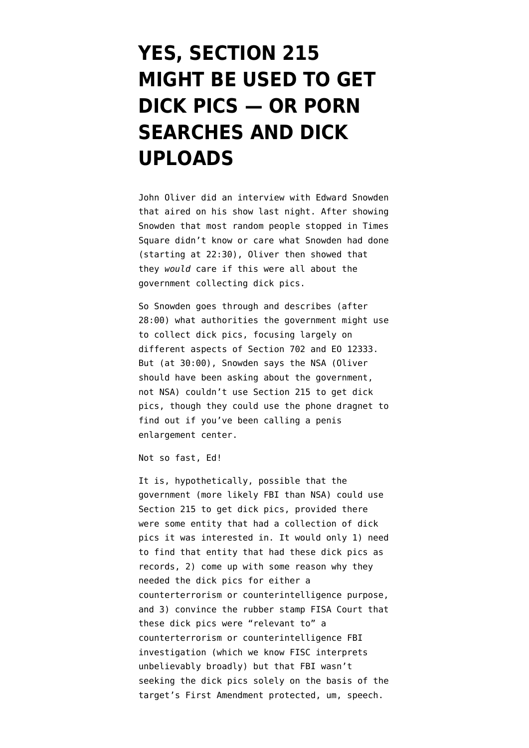# YES, SECTION 215 MIGHT BE USED TO GET DICK PICS — OR PORN SEARCHES AND DICK UPLOADS

John Oliver did an interview with Edward Snowden that aired on his show last night. After showing Snowden that most random people stopped in Times Square didn't know or care what Snowden had done (starting at 22:30), Oliver then showed that they *would* care if this were all about the government collecting dick pics.

So Snowden goes through and describes (after 28:00) what authorities the government might use to collect dick pics, focusing largely on different aspects of Section 702 and EO 12333. But (at 30:00), Snowden says the NSA (Oliver should have been asking about the government, not NSA) couldn't use Section 215 to get dick pics, though they could use the phone dragnet to find out if you've been calling a penis enlargement center.

Not so fast, Ed!

It is, hypothetically, possible that the government (more likely FBI than NSA) could use Section 215 to get dick pics, provided there were some entity that had a collection of dick pics it was interested in. It would only 1) need to find that entity that had these dick pics as records, 2) come up with some reason why they needed the dick pics for either a counterterrorism or counterintelligence purpose, and 3) convince the rubber stamp FISA Court that these dick pics were "relevant to" a counterterrorism or counterintelligence FBI investigation (which we know FISC interprets unbelievably broadly) but that FBI wasn't seeking the dick pics solely on the basis of the target's First Amendment protected, um, speech.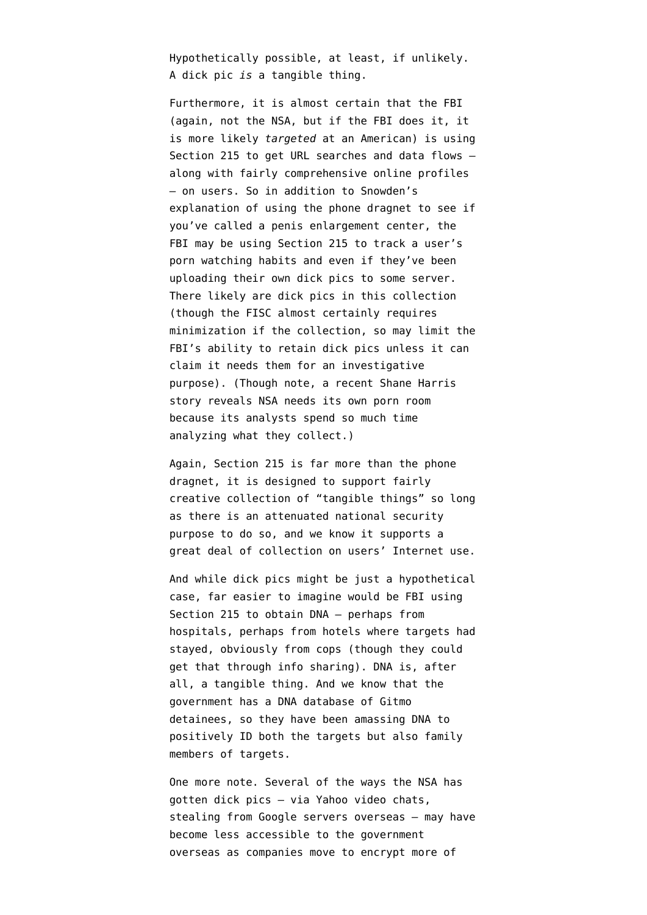Hypothetically possible, at least, if unlikely. A dick pic *is* a tangible thing.

Furthermore, it is almost certain that the FBI (again, not the NSA, but if the FBI does it, it is more likely *targeted* at an American) is using Section 215 to get URL searches and data flows — along with fairly comprehensive online profiles — on users. So in addition to Snowden's explanation of using the phone dragnet to see if you've called a penis enlargement center, the FBI may be using Section 215 to track a user's porn watching habits and even if they've been uploading their own dick pics to some server. There likely are dick pics in this collection (though the FISC almost certainly requires minimization if the collection, so may limit the FBI's ability to retain dick pics unless it can claim it needs them for an investigative purpose). (Though note, a recent Shane Harris story reveals NSA needs its own porn room because its analysts spend so much time analyzing what they collect.)

Again, Section 215 is far more than the phone dragnet, it is designed to support fairly creative collection of "tangible things" so long as there is an attenuated national security purpose to do so, and we know it supports a great deal of collection on users' Internet use.

And while dick pics might be just a hypothetical case, far easier to imagine would be FBI using Section 215 to obtain DNA — perhaps from hospitals, perhaps from hotels where targets had stayed, obviously from cops (though they could get that through info sharing). DNA is, after all, a tangible thing. And we know that the government has a DNA database of Gitmo detainees, so they have been amassing DNA to positively ID both the targets but also family members of targets.

One more note. Several of the ways the NSA has gotten dick pics — via Yahoo video chats, stealing from Google servers overseas — may have become less accessible to the government overseas as companies move to encrypt more of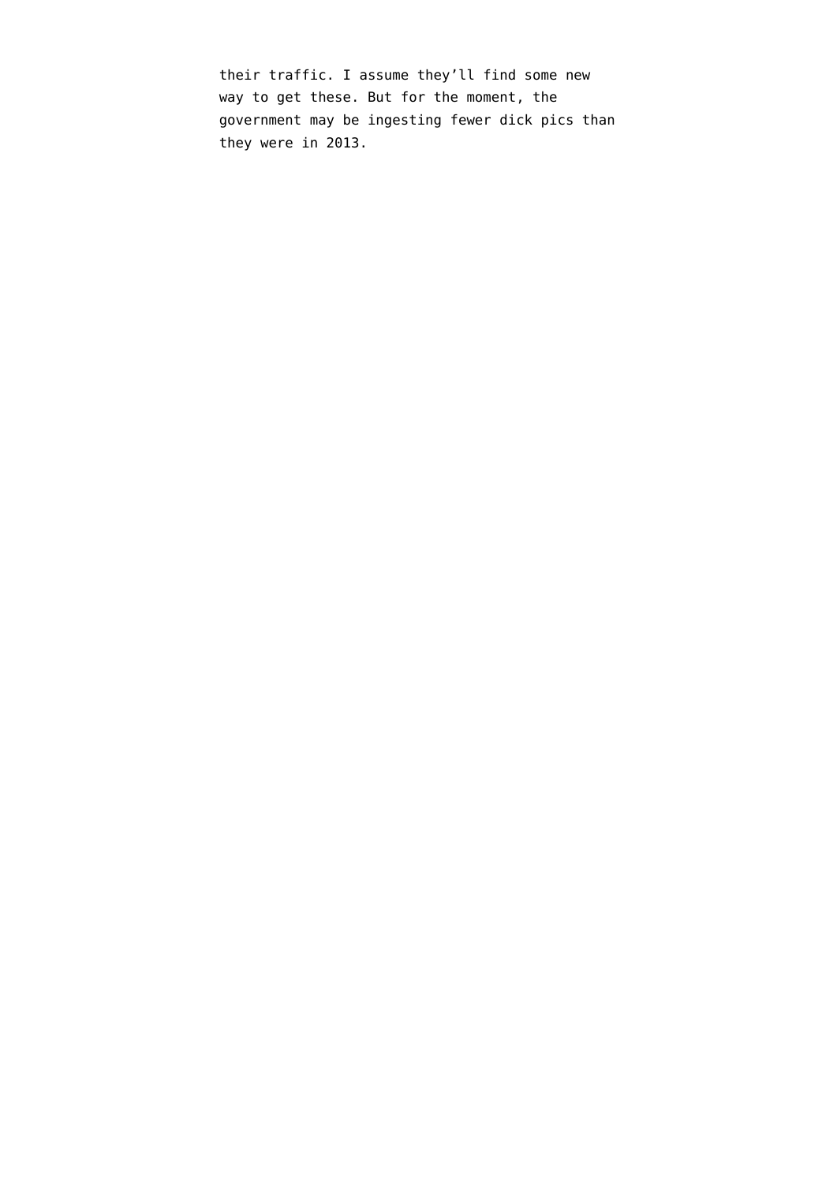their traffic. I assume they'll find some new way to get these. But for the moment, the government may be ingesting fewer dick pics than they were in 2013.